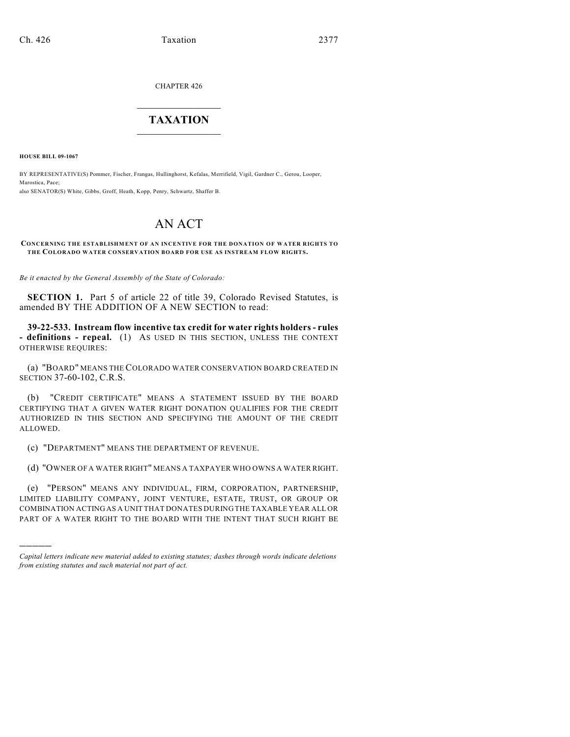CHAPTER 426

# TAXATION

**HOUSE BILL 09-1067**

BY REPRESENTATIVE(S) Pommer, Fischer, Frangas, Hullinghorst, Kefalas, Merrifield, Vigil, Gardner C., Gerou, Looper, Marostica, Pace;
also SENATOR(S) White, Gibbs, Groff, Heath, Kopp, Penry, Schwartz, Shaffer B.

# AN ACT

**CONCERNING THE ESTABLISHMENT OF AN INCENTIVE FOR THE DONATION OF WATER RIGHTS TO THE COLORADO WATER CONSERVATION BOARD FOR USE AS INSTREAM FLOW RIGHTS.**

*Be it enacted by the General Assembly of the State of Colorado:*

**SECTION 1.** Part 5 of article 22 of title 39, Colorado Revised Statutes, is amended BY THE ADDITION OF A NEW SECTION to read:

**39-22-533. Instream flow incentive tax credit for water rights holders - rules - definitions - repeal.** (1) AS USED IN THIS SECTION, UNLESS THE CONTEXT OTHERWISE REQUIRES:

(a) "BOARD" MEANS THE COLORADO WATER CONSERVATION BOARD CREATED IN SECTION 37-60-102, C.R.S.

(b) "CREDIT CERTIFICATE" MEANS A STATEMENT ISSUED BY THE BOARD CERTIFYING THAT A GIVEN WATER RIGHT DONATION QUALIFIES FOR THE CREDIT AUTHORIZED IN THIS SECTION AND SPECIFYING THE AMOUNT OF THE CREDIT ALLOWED.

(c) "DEPARTMENT" MEANS THE DEPARTMENT OF REVENUE.

(d) "OWNER OF A WATER RIGHT" MEANS A TAXPAYER WHO OWNS A WATER RIGHT.

(e) "PERSON" MEANS ANY INDIVIDUAL, FIRM, CORPORATION, PARTNERSHIP, LIMITED LIABILITY COMPANY, JOINT VENTURE, ESTATE, TRUST, OR GROUP OR COMBINATION ACTING AS A UNIT THAT DONATES DURING THE TAXABLE YEAR ALL OR PART OF A WATER RIGHT TO THE BOARD WITH THE INTENT THAT SUCH RIGHT BE

---

*Capital letters indicate new material added to existing statutes; dashes through words indicate deletions from existing statutes and such material not part of act.*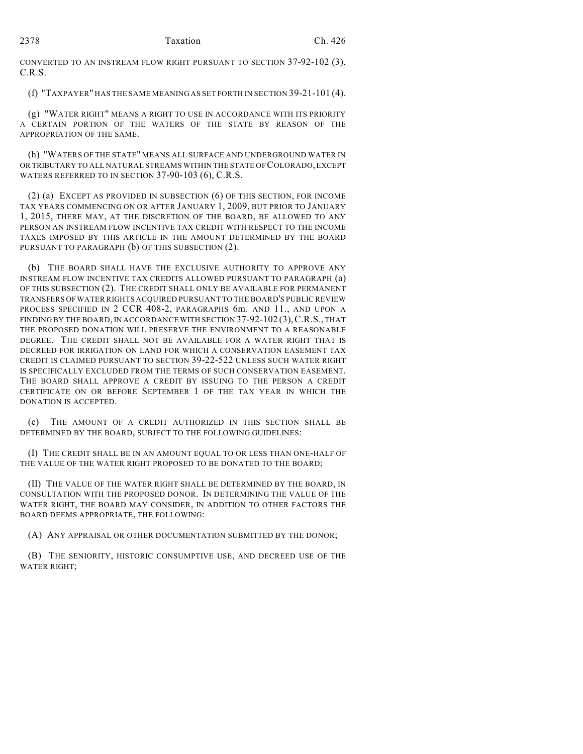CONVERTED TO AN INSTREAM FLOW RIGHT PURSUANT TO SECTION 37-92-102 (3), C.R.S.

(f) "TAXPAYER" HAS THE SAME MEANING AS SET FORTH IN SECTION 39-21-101 (4).

(g) "WATER RIGHT" MEANS A RIGHT TO USE IN ACCORDANCE WITH ITS PRIORITY A CERTAIN PORTION OF THE WATERS OF THE STATE BY REASON OF THE APPROPRIATION OF THE SAME.

(h) "WATERS OF THE STATE" MEANS ALL SURFACE AND UNDERGROUND WATER IN OR TRIBUTARY TO ALL NATURAL STREAMS WITHIN THE STATE OF COLORADO, EXCEPT WATERS REFERRED TO IN SECTION 37-90-103 (6), C.R.S.

(2) (a) EXCEPT AS PROVIDED IN SUBSECTION (6) OF THIS SECTION, FOR INCOME TAX YEARS COMMENCING ON OR AFTER JANUARY 1, 2009, BUT PRIOR TO JANUARY 1, 2015, THERE MAY, AT THE DISCRETION OF THE BOARD, BE ALLOWED TO ANY PERSON AN INSTREAM FLOW INCENTIVE TAX CREDIT WITH RESPECT TO THE INCOME TAXES IMPOSED BY THIS ARTICLE IN THE AMOUNT DETERMINED BY THE BOARD PURSUANT TO PARAGRAPH (b) OF THIS SUBSECTION (2).

(b) THE BOARD SHALL HAVE THE EXCLUSIVE AUTHORITY TO APPROVE ANY INSTREAM FLOW INCENTIVE TAX CREDITS ALLOWED PURSUANT TO PARAGRAPH (a) OF THIS SUBSECTION (2). THE CREDIT SHALL ONLY BE AVAILABLE FOR PERMANENT TRANSFERS OF WATER RIGHTS ACQUIRED PURSUANT TO THE BOARD'S PUBLIC REVIEW PROCESS SPECIFIED IN 2 CCR 408-2, PARAGRAPHS 6m. AND 11., AND UPON A FINDING BY THE BOARD, IN ACCORDANCE WITH SECTION 37-92-102 (3), C.R.S., THAT THE PROPOSED DONATION WILL PRESERVE THE ENVIRONMENT TO A REASONABLE DEGREE. THE CREDIT SHALL NOT BE AVAILABLE FOR A WATER RIGHT THAT IS DECREED FOR IRRIGATION ON LAND FOR WHICH A CONSERVATION EASEMENT TAX CREDIT IS CLAIMED PURSUANT TO SECTION 39-22-522 UNLESS SUCH WATER RIGHT IS SPECIFICALLY EXCLUDED FROM THE TERMS OF SUCH CONSERVATION EASEMENT. THE BOARD SHALL APPROVE A CREDIT BY ISSUING TO THE PERSON A CREDIT CERTIFICATE ON OR BEFORE SEPTEMBER 1 OF THE TAX YEAR IN WHICH THE DONATION IS ACCEPTED.

(c) THE AMOUNT OF A CREDIT AUTHORIZED IN THIS SECTION SHALL BE DETERMINED BY THE BOARD, SUBJECT TO THE FOLLOWING GUIDELINES:

(I) THE CREDIT SHALL BE IN AN AMOUNT EQUAL TO OR LESS THAN ONE-HALF OF THE VALUE OF THE WATER RIGHT PROPOSED TO BE DONATED TO THE BOARD;

(II) THE VALUE OF THE WATER RIGHT SHALL BE DETERMINED BY THE BOARD, IN CONSULTATION WITH THE PROPOSED DONOR. IN DETERMINING THE VALUE OF THE WATER RIGHT, THE BOARD MAY CONSIDER, IN ADDITION TO OTHER FACTORS THE BOARD DEEMS APPROPRIATE, THE FOLLOWING:

(A) ANY APPRAISAL OR OTHER DOCUMENTATION SUBMITTED BY THE DONOR;

(B) THE SENIORITY, HISTORIC CONSUMPTIVE USE, AND DECREED USE OF THE WATER RIGHT;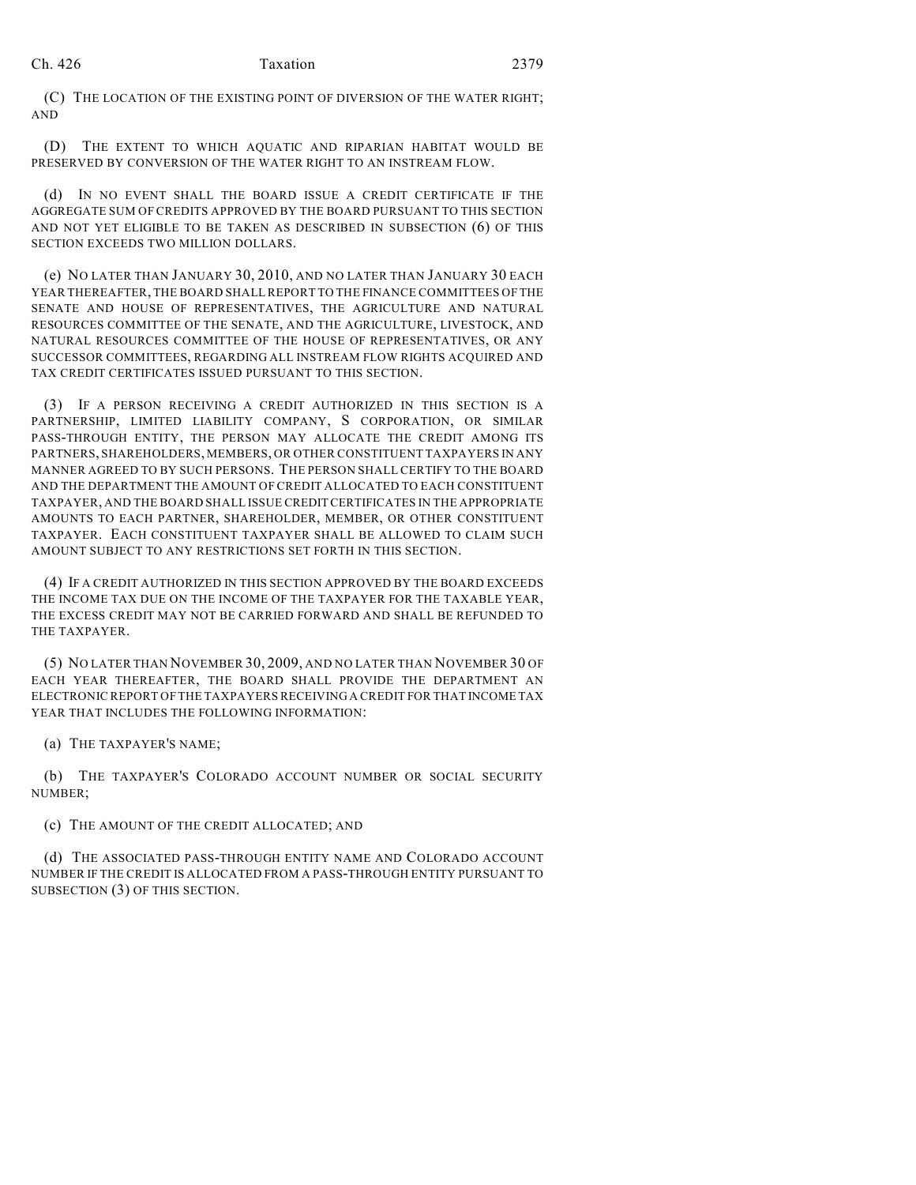(C) THE LOCATION OF THE EXISTING POINT OF DIVERSION OF THE WATER RIGHT; AND

(D) THE EXTENT TO WHICH AQUATIC AND RIPARIAN HABITAT WOULD BE PRESERVED BY CONVERSION OF THE WATER RIGHT TO AN INSTREAM FLOW.

(d) IN NO EVENT SHALL THE BOARD ISSUE A CREDIT CERTIFICATE IF THE AGGREGATE SUM OF CREDITS APPROVED BY THE BOARD PURSUANT TO THIS SECTION AND NOT YET ELIGIBLE TO BE TAKEN AS DESCRIBED IN SUBSECTION (6) OF THIS SECTION EXCEEDS TWO MILLION DOLLARS.

(e) NO LATER THAN JANUARY 30, 2010, AND NO LATER THAN JANUARY 30 EACH YEAR THEREAFTER, THE BOARD SHALL REPORT TO THE FINANCE COMMITTEES OF THE SENATE AND HOUSE OF REPRESENTATIVES, THE AGRICULTURE AND NATURAL RESOURCES COMMITTEE OF THE SENATE, AND THE AGRICULTURE, LIVESTOCK, AND NATURAL RESOURCES COMMITTEE OF THE HOUSE OF REPRESENTATIVES, OR ANY SUCCESSOR COMMITTEES, REGARDING ALL INSTREAM FLOW RIGHTS ACQUIRED AND TAX CREDIT CERTIFICATES ISSUED PURSUANT TO THIS SECTION.

(3) IF A PERSON RECEIVING A CREDIT AUTHORIZED IN THIS SECTION IS A PARTNERSHIP, LIMITED LIABILITY COMPANY, S CORPORATION, OR SIMILAR PASS-THROUGH ENTITY, THE PERSON MAY ALLOCATE THE CREDIT AMONG ITS PARTNERS, SHAREHOLDERS, MEMBERS, OR OTHER CONSTITUENT TAXPAYERS IN ANY MANNER AGREED TO BY SUCH PERSONS. THE PERSON SHALL CERTIFY TO THE BOARD AND THE DEPARTMENT THE AMOUNT OF CREDIT ALLOCATED TO EACH CONSTITUENT TAXPAYER, AND THE BOARD SHALL ISSUE CREDIT CERTIFICATES IN THE APPROPRIATE AMOUNTS TO EACH PARTNER, SHAREHOLDER, MEMBER, OR OTHER CONSTITUENT TAXPAYER. EACH CONSTITUENT TAXPAYER SHALL BE ALLOWED TO CLAIM SUCH AMOUNT SUBJECT TO ANY RESTRICTIONS SET FORTH IN THIS SECTION.

(4) IF A CREDIT AUTHORIZED IN THIS SECTION APPROVED BY THE BOARD EXCEEDS THE INCOME TAX DUE ON THE INCOME OF THE TAXPAYER FOR THE TAXABLE YEAR, THE EXCESS CREDIT MAY NOT BE CARRIED FORWARD AND SHALL BE REFUNDED TO THE TAXPAYER.

(5) NO LATER THAN NOVEMBER 30, 2009, AND NO LATER THAN NOVEMBER 30 OF EACH YEAR THEREAFTER, THE BOARD SHALL PROVIDE THE DEPARTMENT AN ELECTRONIC REPORT OF THE TAXPAYERS RECEIVING A CREDIT FOR THAT INCOME TAX YEAR THAT INCLUDES THE FOLLOWING INFORMATION:

(a) THE TAXPAYER'S NAME;

(b) THE TAXPAYER'S COLORADO ACCOUNT NUMBER OR SOCIAL SECURITY NUMBER;

(c) THE AMOUNT OF THE CREDIT ALLOCATED; AND

(d) THE ASSOCIATED PASS-THROUGH ENTITY NAME AND COLORADO ACCOUNT NUMBER IF THE CREDIT IS ALLOCATED FROM A PASS-THROUGH ENTITY PURSUANT TO SUBSECTION (3) OF THIS SECTION.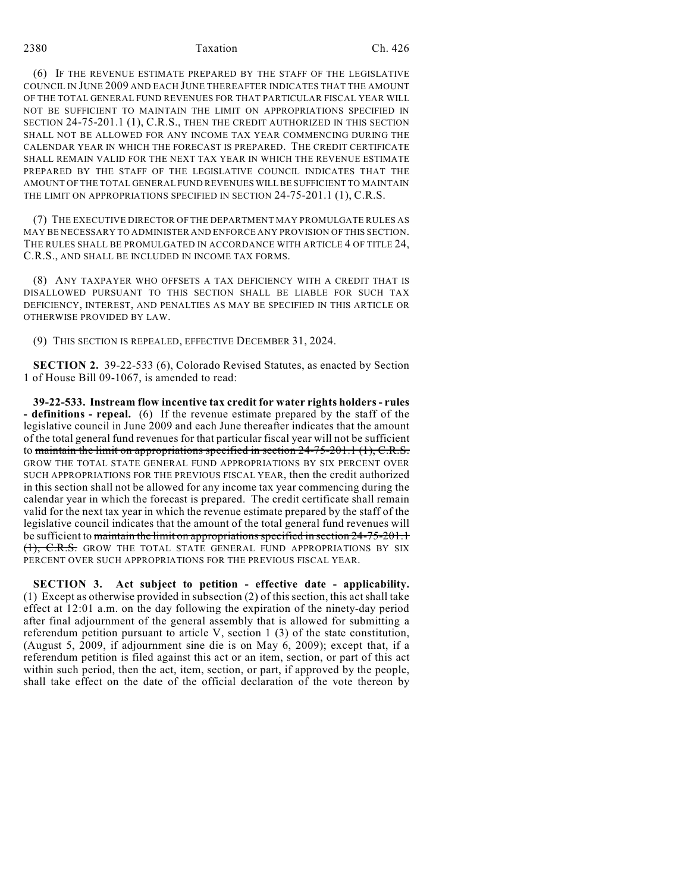(6) IF THE REVENUE ESTIMATE PREPARED BY THE STAFF OF THE LEGISLATIVE COUNCIL IN JUNE 2009 AND EACH JUNE THEREAFTER INDICATES THAT THE AMOUNT OF THE TOTAL GENERAL FUND REVENUES FOR THAT PARTICULAR FISCAL YEAR WILL NOT BE SUFFICIENT TO MAINTAIN THE LIMIT ON APPROPRIATIONS SPECIFIED IN SECTION 24-75-201.1 (1), C.R.S., THEN THE CREDIT AUTHORIZED IN THIS SECTION SHALL NOT BE ALLOWED FOR ANY INCOME TAX YEAR COMMENCING DURING THE CALENDAR YEAR IN WHICH THE FORECAST IS PREPARED. THE CREDIT CERTIFICATE SHALL REMAIN VALID FOR THE NEXT TAX YEAR IN WHICH THE REVENUE ESTIMATE PREPARED BY THE STAFF OF THE LEGISLATIVE COUNCIL INDICATES THAT THE AMOUNT OF THE TOTAL GENERAL FUND REVENUES WILL BE SUFFICIENT TO MAINTAIN THE LIMIT ON APPROPRIATIONS SPECIFIED IN SECTION 24-75-201.1 (1), C.R.S.

(7) THE EXECUTIVE DIRECTOR OF THE DEPARTMENT MAY PROMULGATE RULES AS MAY BE NECESSARY TO ADMINISTER AND ENFORCE ANY PROVISION OF THIS SECTION. THE RULES SHALL BE PROMULGATED IN ACCORDANCE WITH ARTICLE 4 OF TITLE 24, C.R.S., AND SHALL BE INCLUDED IN INCOME TAX FORMS.

(8) ANY TAXPAYER WHO OFFSETS A TAX DEFICIENCY WITH A CREDIT THAT IS DISALLOWED PURSUANT TO THIS SECTION SHALL BE LIABLE FOR SUCH TAX DEFICIENCY, INTEREST, AND PENALTIES AS MAY BE SPECIFIED IN THIS ARTICLE OR OTHERWISE PROVIDED BY LAW.

(9) THIS SECTION IS REPEALED, EFFECTIVE DECEMBER 31, 2024.

**SECTION 2.** 39-22-533 (6), Colorado Revised Statutes, as enacted by Section 1 of House Bill 09-1067, is amended to read:

**39-22-533. Instream flow incentive tax credit for water rights holders - rules - definitions - repeal.** (6) If the revenue estimate prepared by the staff of the legislative council in June 2009 and each June thereafter indicates that the amount of the total general fund revenues for that particular fiscal year will not be sufficient to ~~maintain the limit on appropriations specified in section 24-75-201.1 (1), C.R.S.~~ GROW THE TOTAL STATE GENERAL FUND APPROPRIATIONS BY SIX PERCENT OVER SUCH APPROPRIATIONS FOR THE PREVIOUS FISCAL YEAR, then the credit authorized in this section shall not be allowed for any income tax year commencing during the calendar year in which the forecast is prepared. The credit certificate shall remain valid for the next tax year in which the revenue estimate prepared by the staff of the legislative council indicates that the amount of the total general fund revenues will be sufficient to ~~maintain the limit on appropriations specified in section 24-75-201.1 (1), C.R.S.~~ GROW THE TOTAL STATE GENERAL FUND APPROPRIATIONS BY SIX PERCENT OVER SUCH APPROPRIATIONS FOR THE PREVIOUS FISCAL YEAR.

**SECTION 3. Act subject to petition - effective date - applicability.** (1) Except as otherwise provided in subsection (2) of this section, this act shall take effect at 12:01 a.m. on the day following the expiration of the ninety-day period after final adjournment of the general assembly that is allowed for submitting a referendum petition pursuant to article V, section 1 (3) of the state constitution, (August 5, 2009, if adjournment sine die is on May 6, 2009); except that, if a referendum petition is filed against this act or an item, section, or part of this act within such period, then the act, item, section, or part, if approved by the people, shall take effect on the date of the official declaration of the vote thereon by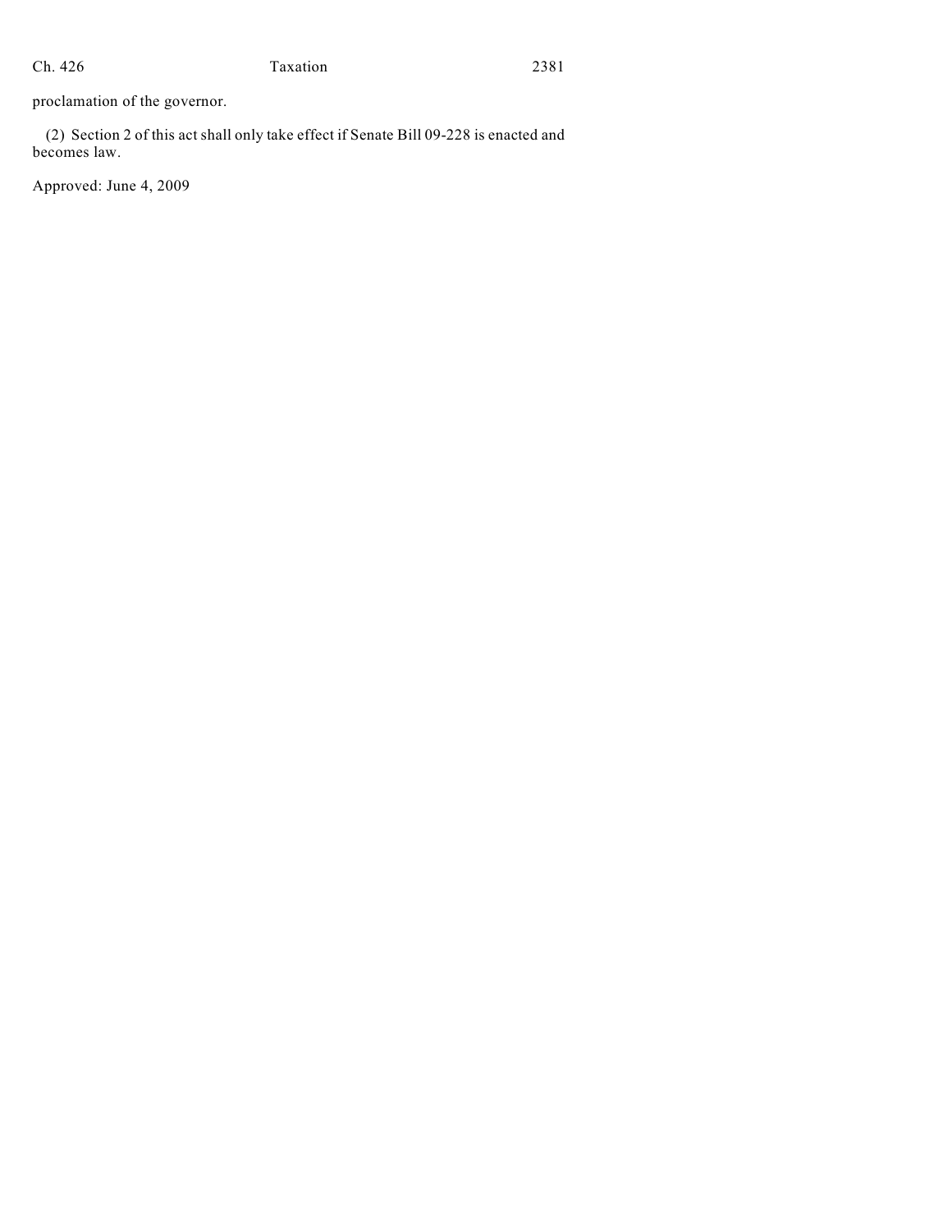proclamation of the governor.

(2) Section 2 of this act shall only take effect if Senate Bill 09-228 is enacted and becomes law.

Approved: June 4, 2009